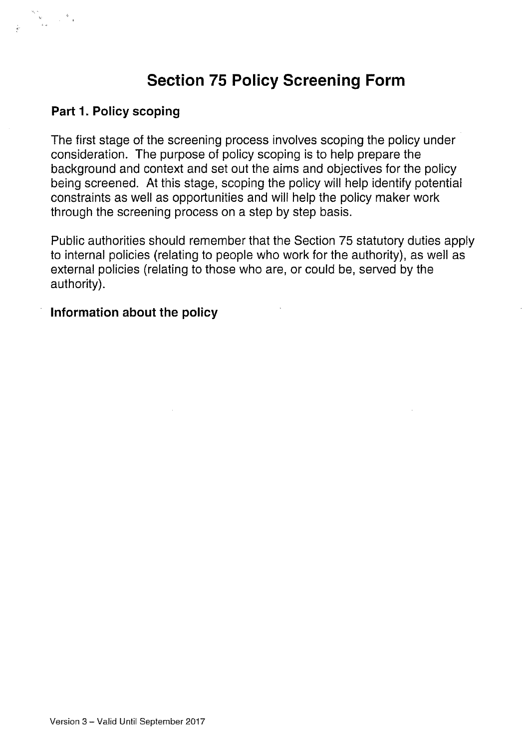# Section 75 Policy Screening Form

## Part 1. Policy scoping

The first stage of the screening process involves scoping the policy under consideration. The purpose of policy scoping is to help prepare the background and context and set out the aims and objectives for the policy being screened. At this stage, scoping the policy will help identify potential constraints as well as opportunities and will help the policy maker work through the screening process on a step by step basis.

Public authorities should remember that the Section 75 statutory duties apply to internal policies (relating to people who work for the authority), as well as external policies (relating to those who are, or could be, served by the authority).

### Information about the policy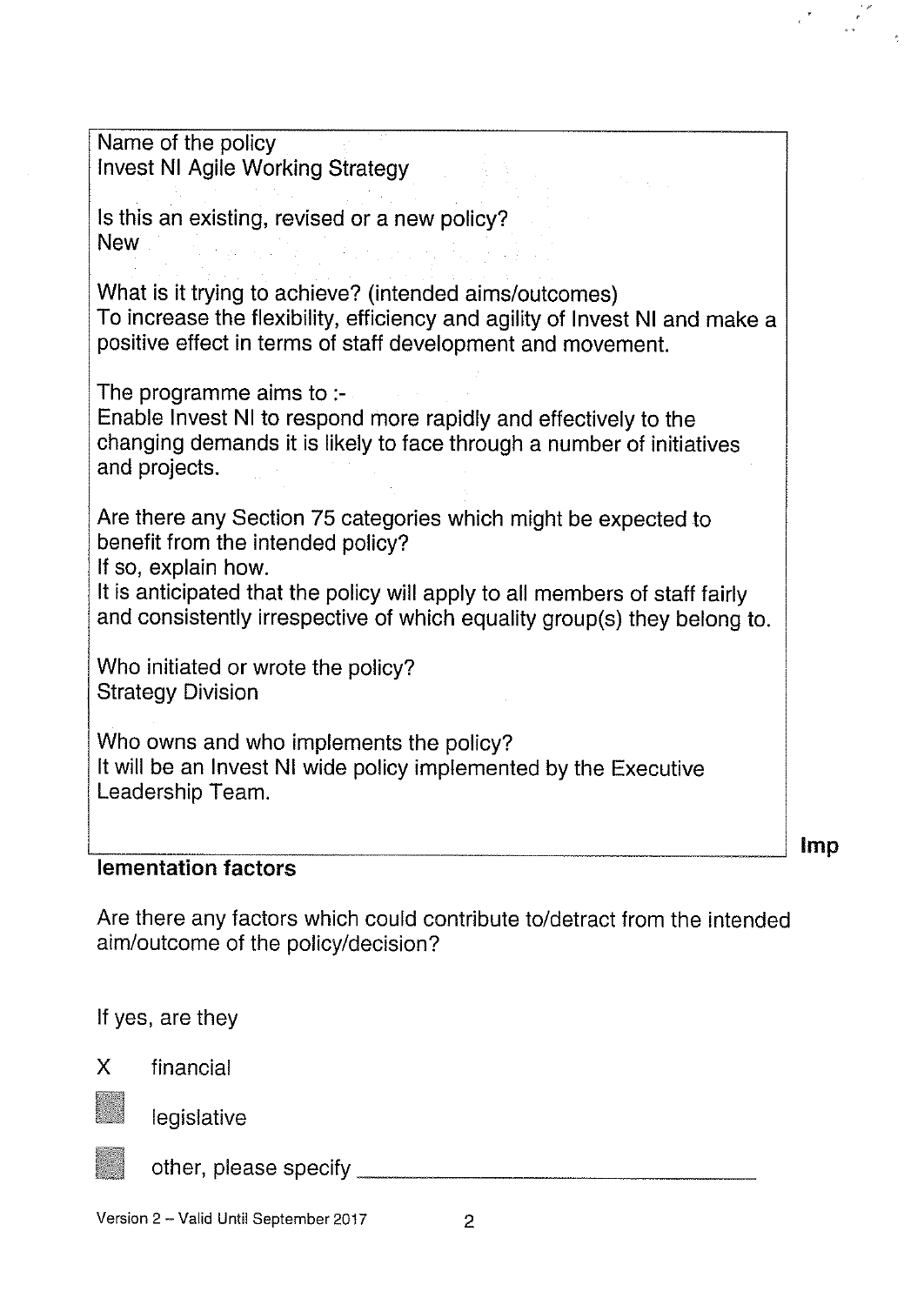Name of the policy
Invest NI Agile Working Strategy

Is this an existing, revised or a new policy?
New

What is it trying to achieve? (intended aims/outcomes)
To increase the flexibility, efficiency and agility of Invest NI and make a positive effect in terms of staff development and movement.

The programme aims to :-
Enable Invest NI to respond more rapidly and effectively to the changing demands it is likely to face through a number of initiatives and projects.

Are there any Section 75 categories which might be expected to benefit from the intended policy?
If so, explain how.
It is anticipated that the policy will apply to all members of staff fairly and consistently irrespective of which equality group(s) they belong to.

Who initiated or wrote the policy?
Strategy Division

Who owns and who implements the policy?
It will be an Invest NI wide policy implemented by the Executive Leadership Team.

**Implementation factors**

Are there any factors which could contribute to/detract from the intended aim/outcome of the policy/decision?

If yes, are they

- [x] financial
- [ ] legislative
- [ ] other, please specify ______________________________

Version 2 – Valid Until September 2017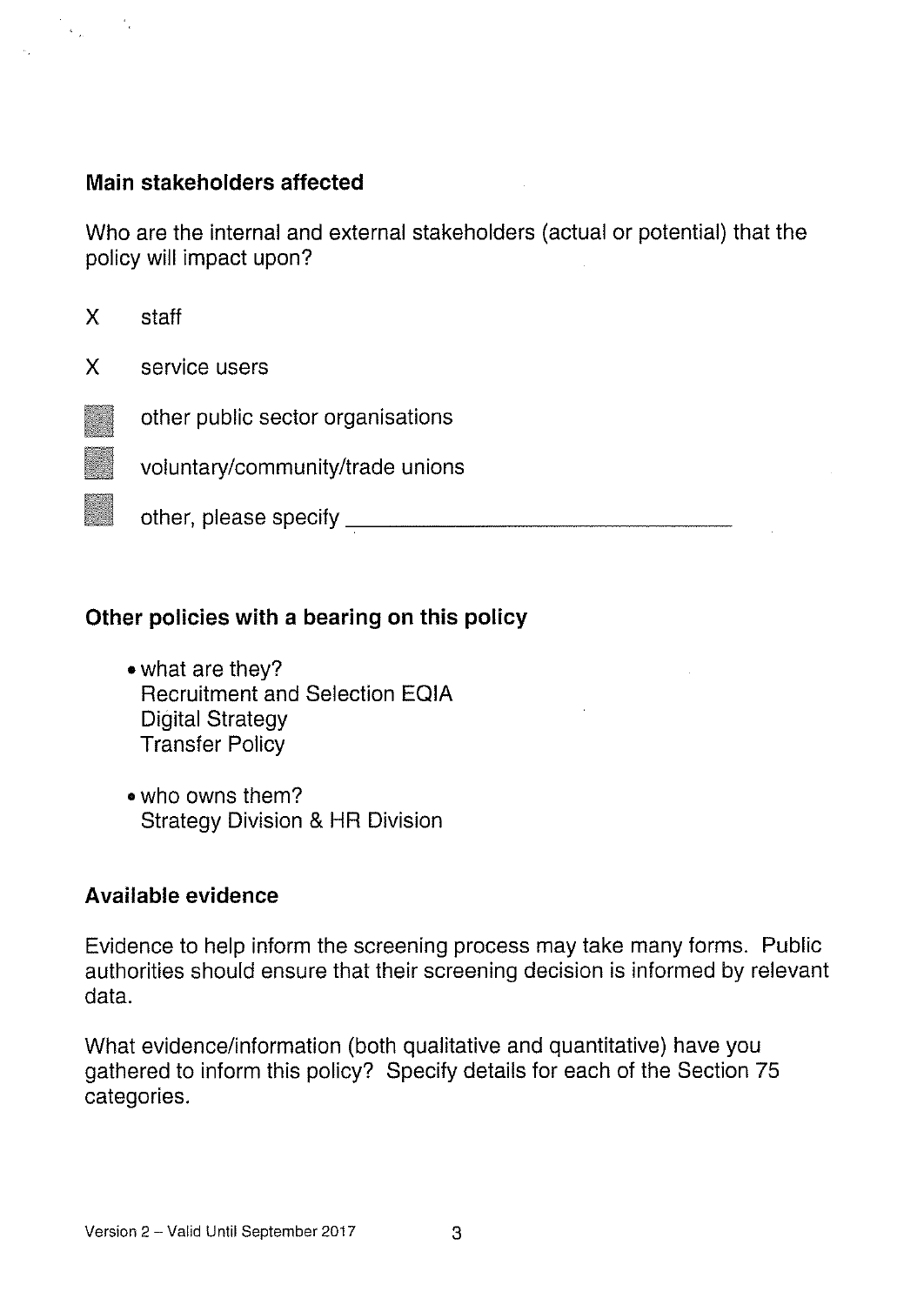### Main stakeholders affected

Who are the internal and external stakeholders (actual or potential) that the policy will impact upon?

- X staff
- X service users
- ☐ other public sector organisations
- ☐ voluntary/community/trade unions
- ☐ other, please specify ______________________________

### Other policies with a bearing on this policy

- what are they?
  Recruitment and Selection EQIA
  Digital Strategy
  Transfer Policy

- who owns them?
  Strategy Division & HR Division

### Available evidence

Evidence to help inform the screening process may take many forms. Public authorities should ensure that their screening decision is informed by relevant data.

What evidence/information (both qualitative and quantitative) have you gathered to inform this policy? Specify details for each of the Section 75 categories.

Version 2 – Valid Until September 2017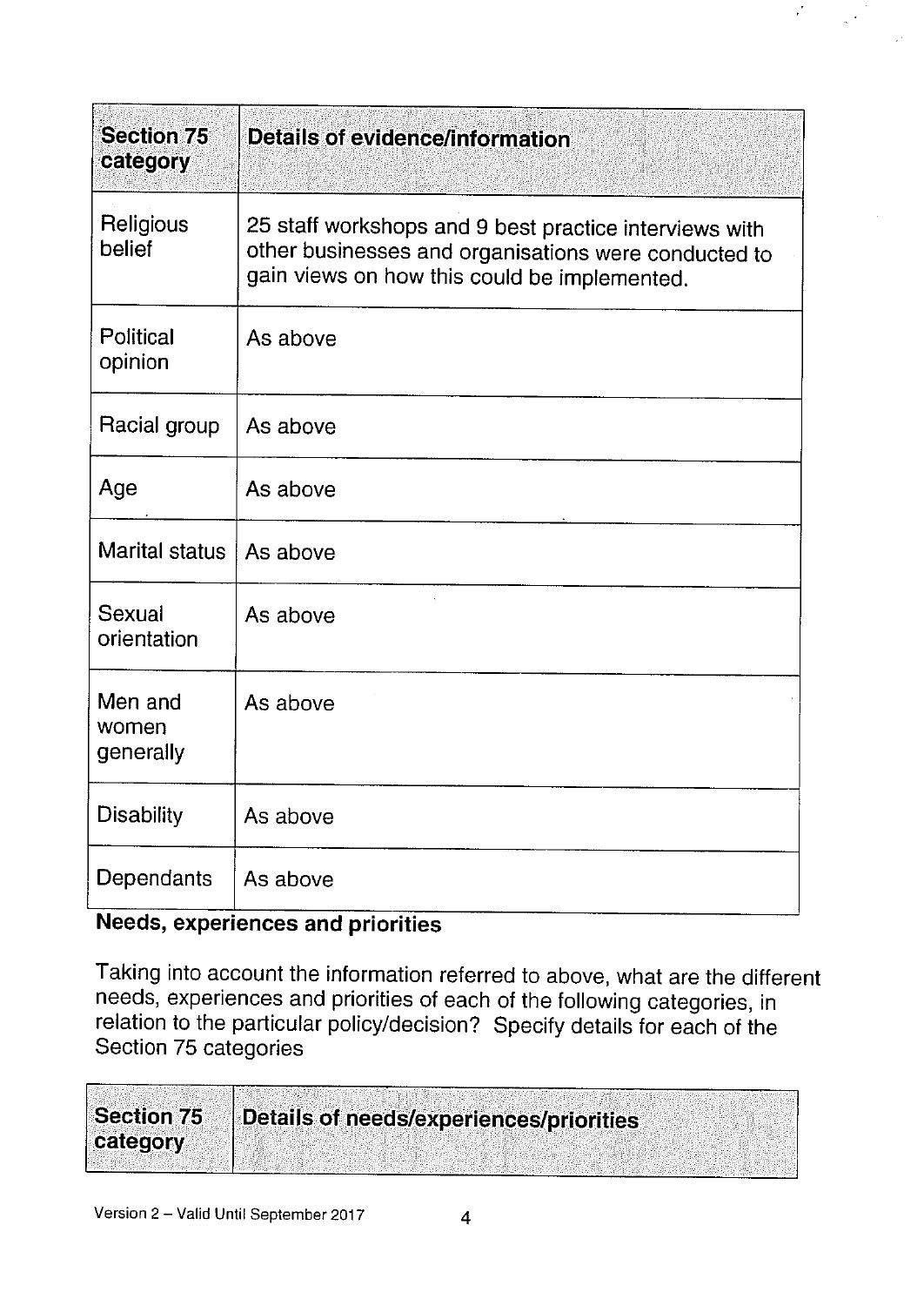| Section 75 category | Details of evidence/information |
|---|---|
| Religious belief | 25 staff workshops and 9 best practice interviews with other businesses and organisations were conducted to gain views on how this could be implemented. |
| Political opinion | As above |
| Racial group | As above |
| Age | As above |
| Marital status | As above |
| Sexual orientation | As above |
| Men and women generally | As above |
| Disability | As above |
| Dependants | As above |

## Needs, experiences and priorities

Taking into account the information referred to above, what are the different needs, experiences and priorities of each of the following categories, in relation to the particular policy/decision? Specify details for each of the Section 75 categories

| Section 75 category | Details of needs/experiences/priorities |
|---|---|

Version 2 – Valid Until September 2017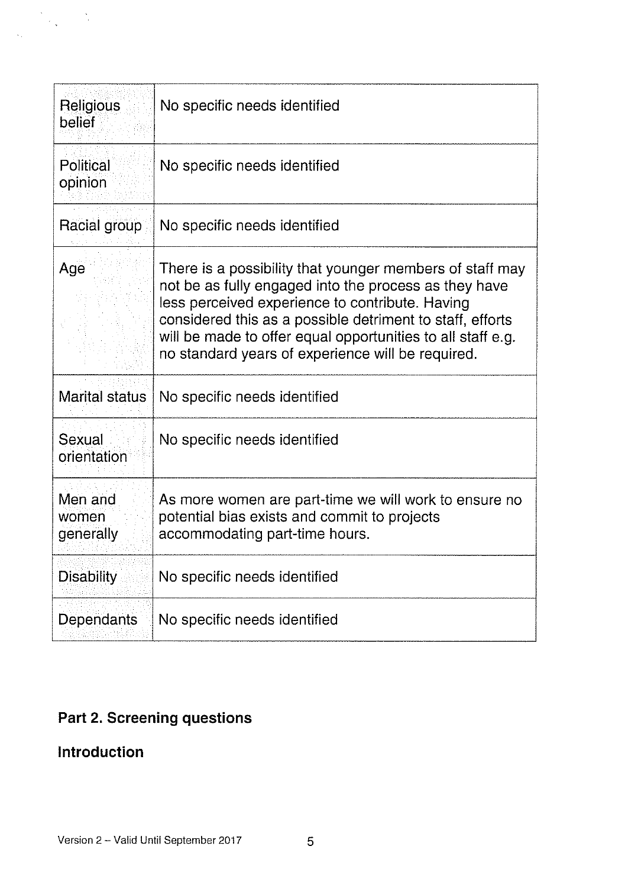| Religious belief | No specific needs identified |
|---|---|
| Political opinion | No specific needs identified |
| Racial group | No specific needs identified |
| Age | There is a possibility that younger members of staff may not be as fully engaged into the process as they have less perceived experience to contribute. Having considered this as a possible detriment to staff, efforts will be made to offer equal opportunities to all staff e.g. no standard years of experience will be required. |
| Marital status | No specific needs identified |
| Sexual orientation | No specific needs identified |
| Men and women generally | As more women are part-time we will work to ensure no potential bias exists and commit to projects accommodating part-time hours. |
| Disability | No specific needs identified |
| Dependants | No specific needs identified |

## Part 2. Screening questions

### Introduction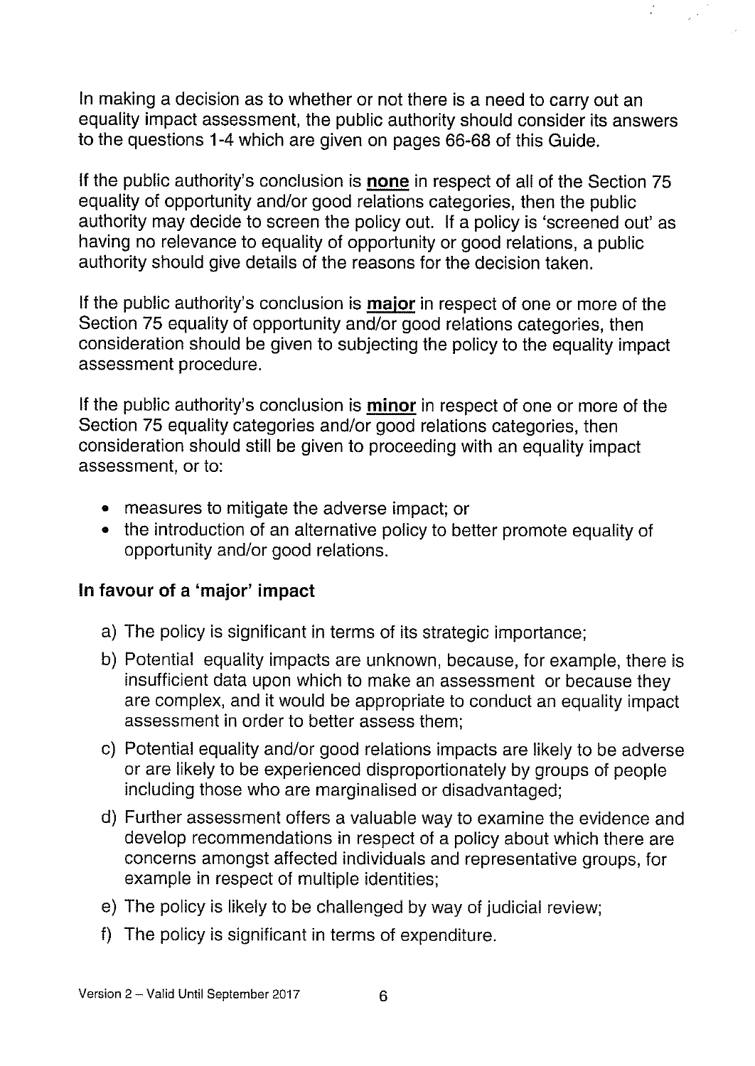In making a decision as to whether or not there is a need to carry out an equality impact assessment, the public authority should consider its answers to the questions 1-4 which are given on pages 66-68 of this Guide.

If the public authority's conclusion is **none** in respect of all of the Section 75 equality of opportunity and/or good relations categories, then the public authority may decide to screen the policy out. If a policy is 'screened out' as having no relevance to equality of opportunity or good relations, a public authority should give details of the reasons for the decision taken.

If the public authority's conclusion is **major** in respect of one or more of the Section 75 equality of opportunity and/or good relations categories, then consideration should be given to subjecting the policy to the equality impact assessment procedure.

If the public authority's conclusion is **minor** in respect of one or more of the Section 75 equality categories and/or good relations categories, then consideration should still be given to proceeding with an equality impact assessment, or to:

- measures to mitigate the adverse impact; or
- the introduction of an alternative policy to better promote equality of opportunity and/or good relations.

### In favour of a 'major' impact

a) The policy is significant in terms of its strategic importance;

b) Potential equality impacts are unknown, because, for example, there is insufficient data upon which to make an assessment or because they are complex, and it would be appropriate to conduct an equality impact assessment in order to better assess them;

c) Potential equality and/or good relations impacts are likely to be adverse or are likely to be experienced disproportionately by groups of people including those who are marginalised or disadvantaged;

d) Further assessment offers a valuable way to examine the evidence and develop recommendations in respect of a policy about which there are concerns amongst affected individuals and representative groups, for example in respect of multiple identities;

e) The policy is likely to be challenged by way of judicial review;

f) The policy is significant in terms of expenditure.

Version 2 – Valid Until September 2017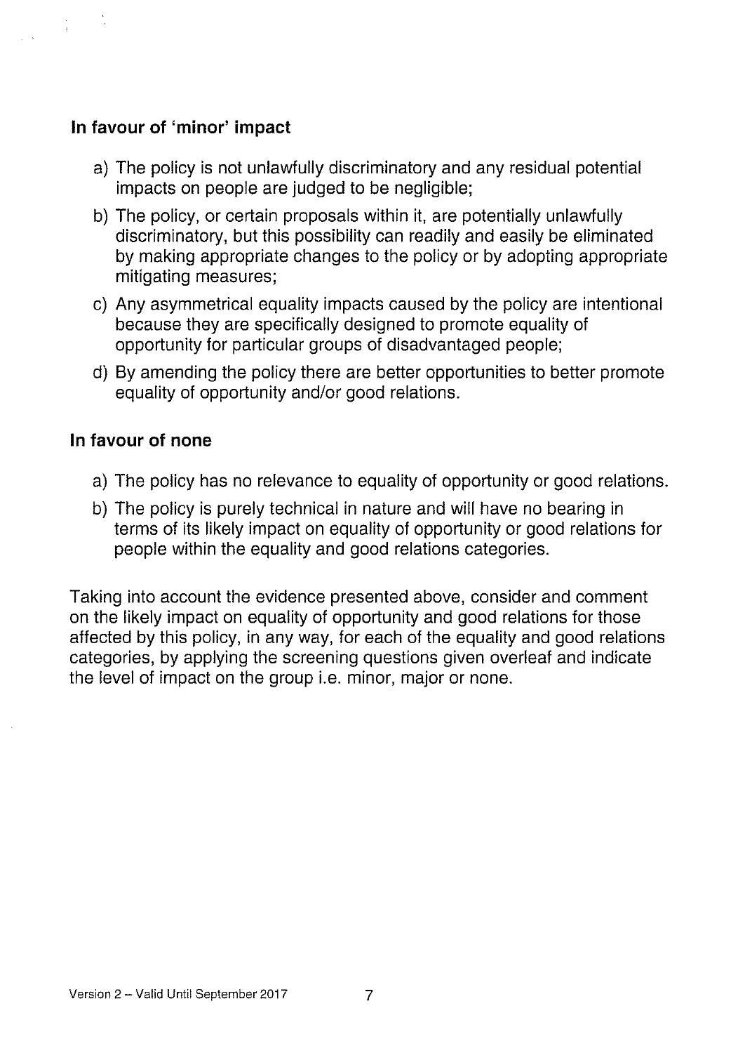### In favour of 'minor' impact

a) The policy is not unlawfully discriminatory and any residual potential impacts on people are judged to be negligible;

b) The policy, or certain proposals within it, are potentially unlawfully discriminatory, but this possibility can readily and easily be eliminated by making appropriate changes to the policy or by adopting appropriate mitigating measures;

c) Any asymmetrical equality impacts caused by the policy are intentional because they are specifically designed to promote equality of opportunity for particular groups of disadvantaged people;

d) By amending the policy there are better opportunities to better promote equality of opportunity and/or good relations.

### In favour of none

a) The policy has no relevance to equality of opportunity or good relations.

b) The policy is purely technical in nature and will have no bearing in terms of its likely impact on equality of opportunity or good relations for people within the equality and good relations categories.

Taking into account the evidence presented above, consider and comment on the likely impact on equality of opportunity and good relations for those affected by this policy, in any way, for each of the equality and good relations categories, by applying the screening questions given overleaf and indicate the level of impact on the group i.e. minor, major or none.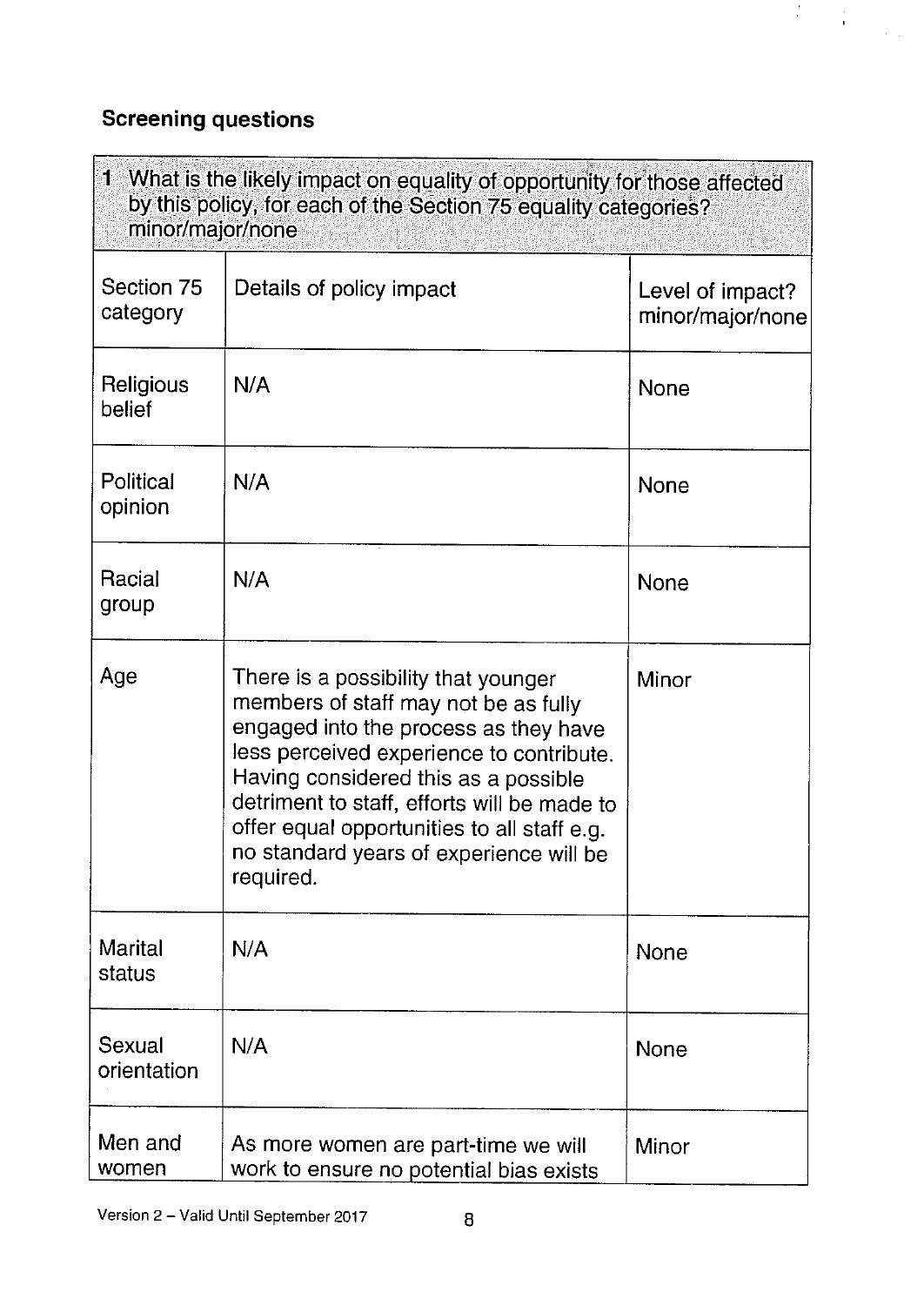### Screening questions

| 1 What is the likely impact on equality of opportunity for those affected by this policy, for each of the Section 75 equality categories? minor/major/none | | |
|---|---|---|
| **Section 75 category** | **Details of policy impact** | **Level of impact? minor/major/none** |
| Religious belief | N/A | None |
| Political opinion | N/A | None |
| Racial group | N/A | None |
| Age | There is a possibility that younger members of staff may not be as fully engaged into the process as they have less perceived experience to contribute. Having considered this as a possible detriment to staff, efforts will be made to offer equal opportunities to all staff e.g. no standard years of experience will be required. | Minor |
| Marital status | N/A | None |
| Sexual orientation | N/A | None |
| Men and women | As more women are part-time we will work to ensure no potential bias exists | Minor |

Version 2 – Valid Until September 2017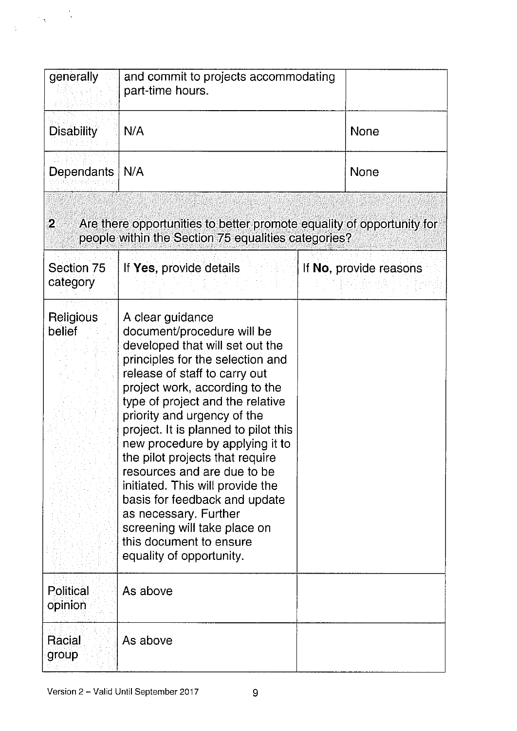| | | |
|---|---|---|
| generally | and commit to projects accommodating part-time hours. | |
| Disability | N/A | None |
| Dependants | N/A | None |

**2 Are there opportunities to better promote equality of opportunity for people within the Section 75 equalities categories?**

| Section 75 category | If **Yes**, provide details | If **No**, provide reasons |
|---|---|---|
| Religious belief | A clear guidance document/procedure will be developed that will set out the principles for the selection and release of staff to carry out project work, according to the type of project and the relative priority and urgency of the project. It is planned to pilot this new procedure by applying it to the pilot projects that require resources and are due to be initiated. This will provide the basis for feedback and update as necessary. Further screening will take place on this document to ensure equality of opportunity. | |
| Political opinion | As above | |
| Racial group | As above | |

Version 2 – Valid Until September 2017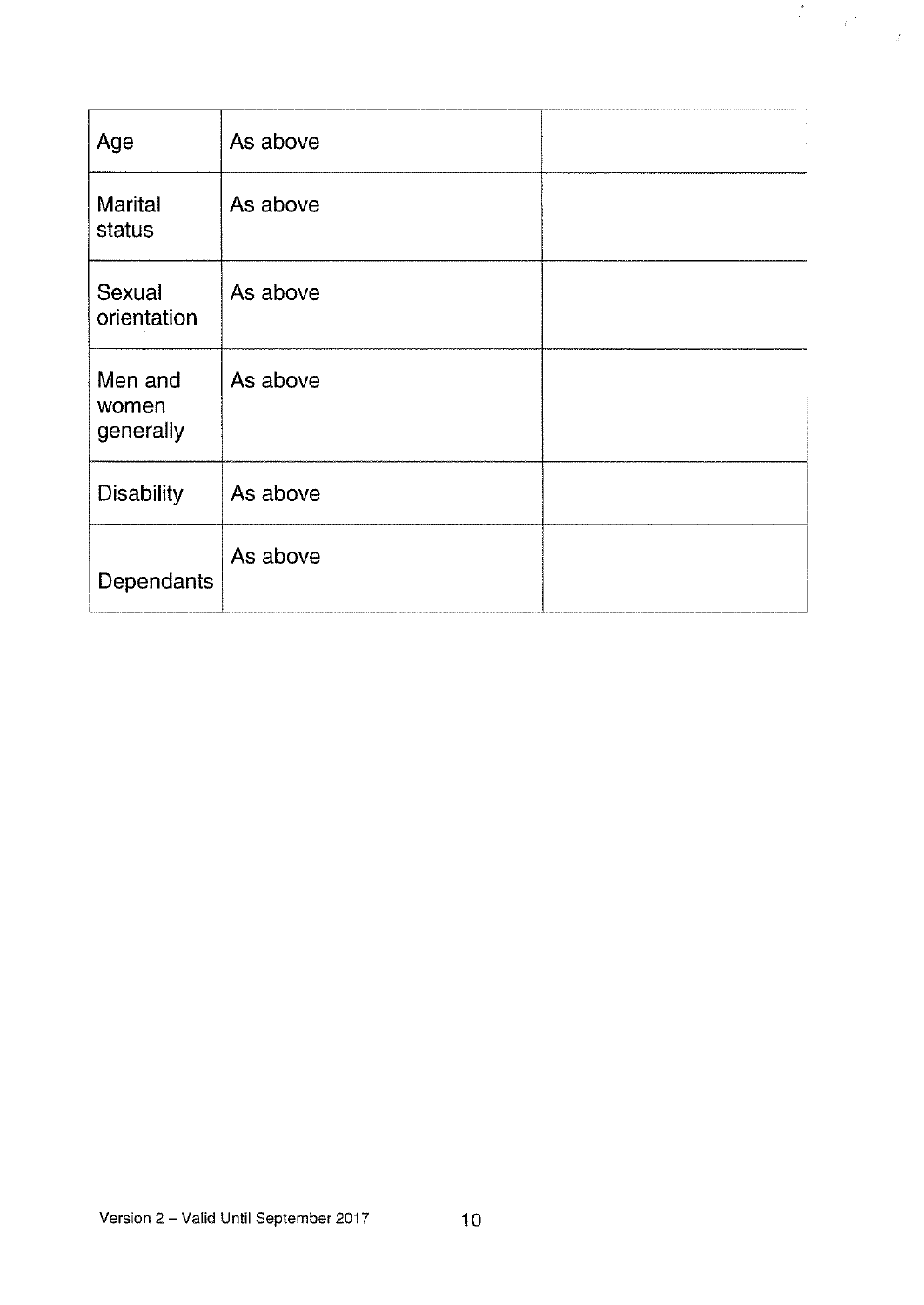| | | |
|---|---|---|
| Age | As above | |
| Marital status | As above | |
| Sexual orientation | As above | |
| Men and women generally | As above | |
| Disability | As above | |
| Dependants | As above | |

Version 2 – Valid Until September 2017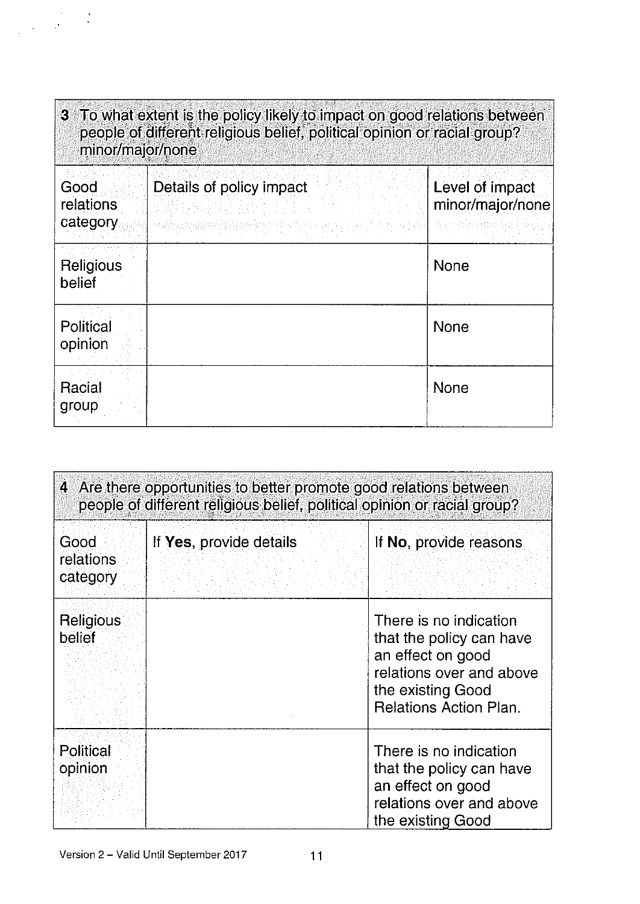| 3 To what extent is the policy likely to impact on good relations between people of different religious belief, political opinion or racial group? minor/major/none | | |
|---|---|---|
| Good relations category | Details of policy impact | Level of impact minor/major/none |
| Religious belief | | None |
| Political opinion | | None |
| Racial group | | None |

| 4 Are there opportunities to better promote good relations between people of different religious belief, political opinion or racial group? | | |
|---|---|---|
| Good relations category | If **Yes**, provide details | If **No**, provide reasons |
| Religious belief | | There is no indication that the policy can have an effect on good relations over and above the existing Good Relations Action Plan. |
| Political opinion | | There is no indication that the policy can have an effect on good relations over and above the existing Good |

Version 2 – Valid Until September 2017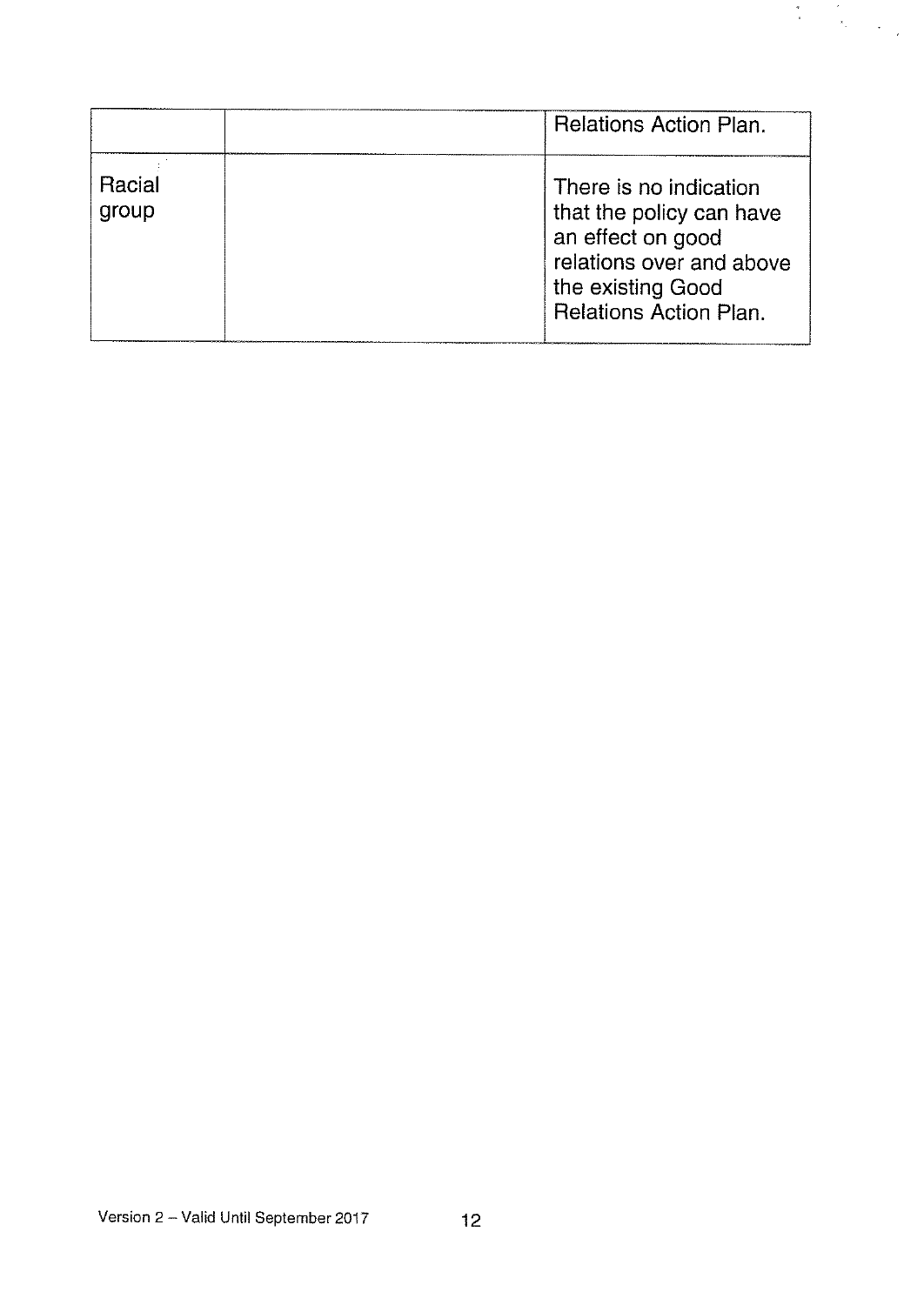| | | |
|---|---|---|
| | | Relations Action Plan. |
| Racial group | | There is no indication that the policy can have an effect on good relations over and above the existing Good Relations Action Plan. |

Version 2 – Valid Until September 2017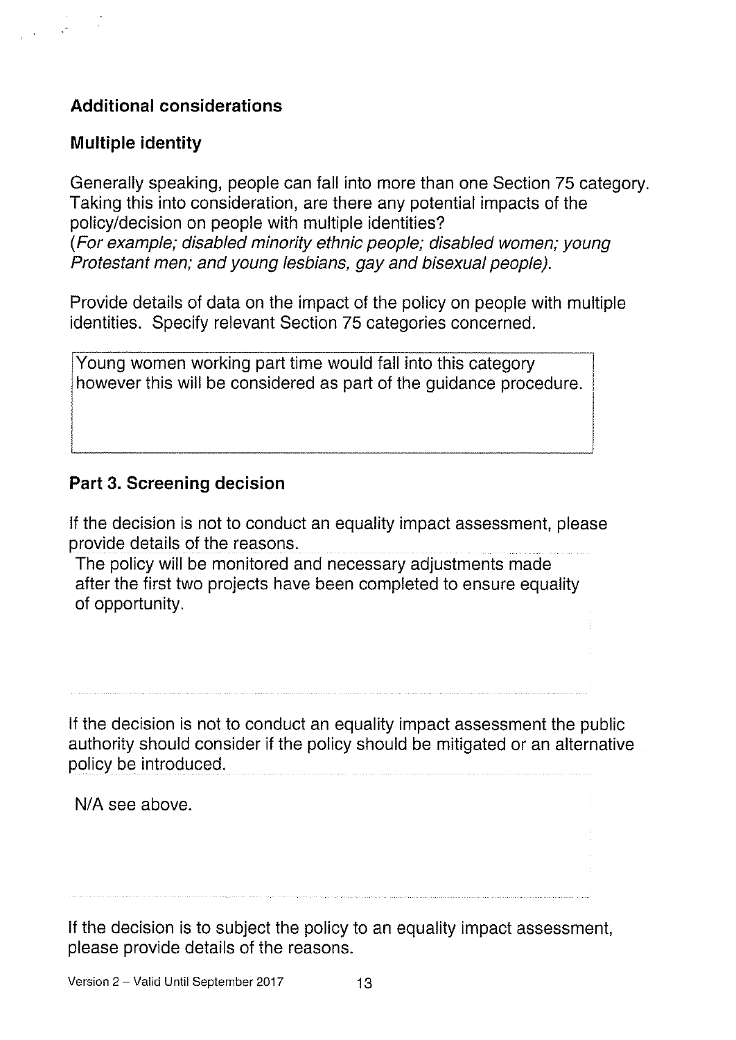**Additional considerations**

**Multiple identity**

Generally speaking, people can fall into more than one Section 75 category. Taking this into consideration, are there any potential impacts of the policy/decision on people with multiple identities?
*(For example; disabled minority ethnic people; disabled women; young Protestant men; and young lesbians, gay and bisexual people).*

Provide details of data on the impact of the policy on people with multiple identities. Specify relevant Section 75 categories concerned.

Young women working part time would fall into this category however this will be considered as part of the guidance procedure.

**Part 3. Screening decision**

If the decision is not to conduct an equality impact assessment, please provide details of the reasons.

The policy will be monitored and necessary adjustments made after the first two projects have been completed to ensure equality of opportunity.

If the decision is not to conduct an equality impact assessment the public authority should consider if the policy should be mitigated or an alternative policy be introduced.

N/A see above.

If the decision is to subject the policy to an equality impact assessment, please provide details of the reasons.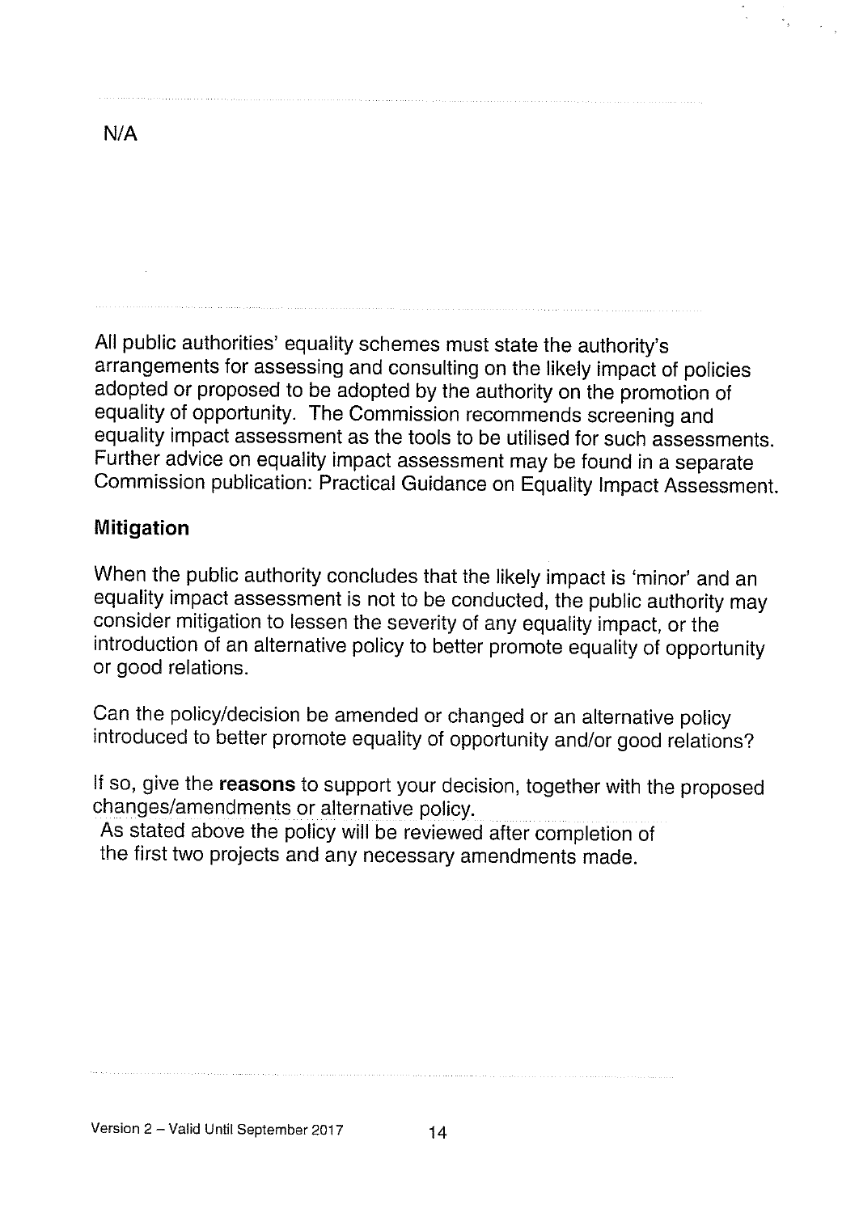N/A

All public authorities' equality schemes must state the authority's arrangements for assessing and consulting on the likely impact of policies adopted or proposed to be adopted by the authority on the promotion of equality of opportunity. The Commission recommends screening and equality impact assessment as the tools to be utilised for such assessments. Further advice on equality impact assessment may be found in a separate Commission publication: Practical Guidance on Equality Impact Assessment.

### Mitigation

When the public authority concludes that the likely impact is 'minor' and an equality impact assessment is not to be conducted, the public authority may consider mitigation to lessen the severity of any equality impact, or the introduction of an alternative policy to better promote equality of opportunity or good relations.

Can the policy/decision be amended or changed or an alternative policy introduced to better promote equality of opportunity and/or good relations?

If so, give the **reasons** to support your decision, together with the proposed changes/amendments or alternative policy.

As stated above the policy will be reviewed after completion of the first two projects and any necessary amendments made.

Version 2 – Valid Until September 2017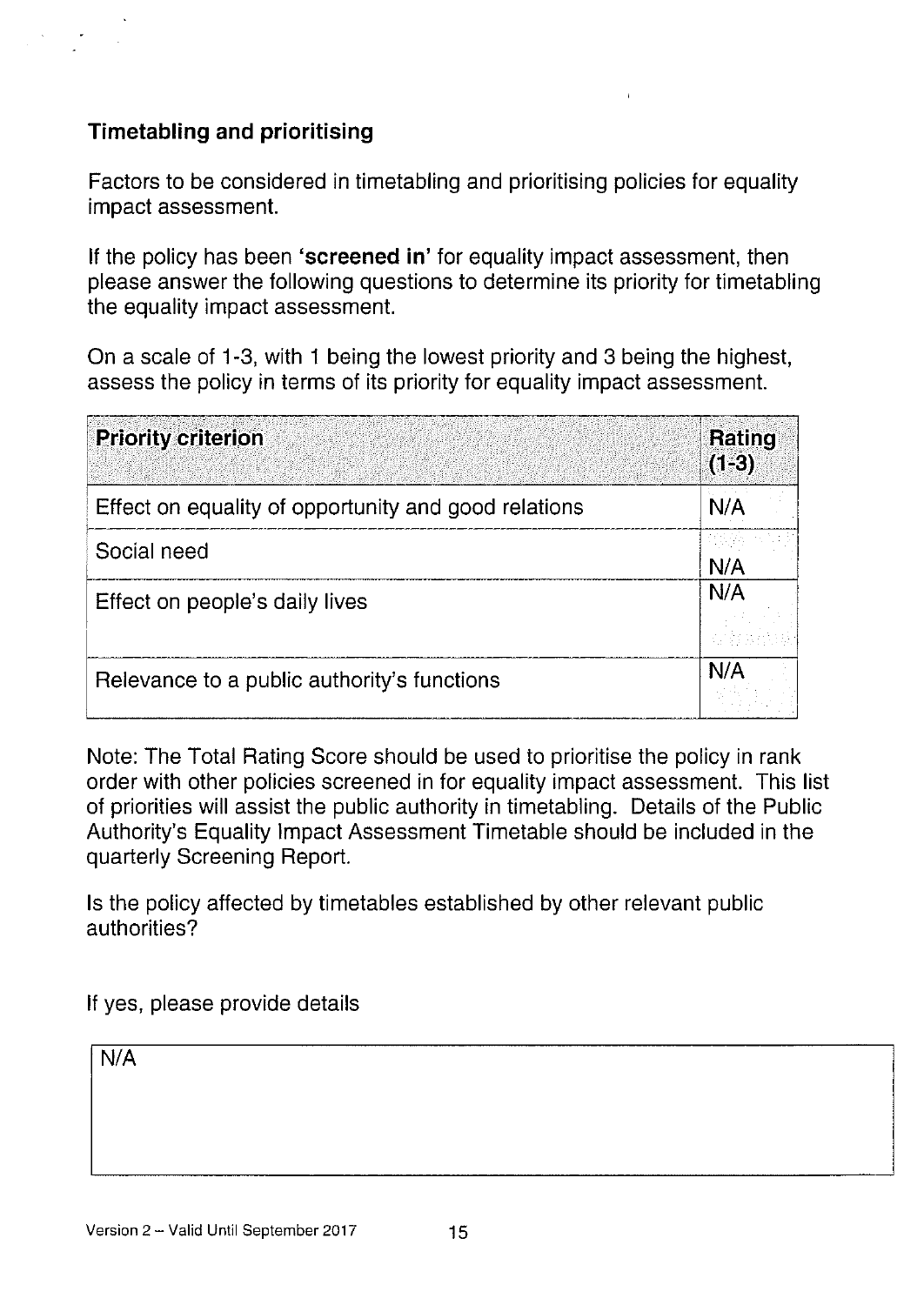## Timetabling and prioritising

Factors to be considered in timetabling and prioritising policies for equality impact assessment.

If the policy has been **'screened in'** for equality impact assessment, then please answer the following questions to determine its priority for timetabling the equality impact assessment.

On a scale of 1-3, with 1 being the lowest priority and 3 being the highest, assess the policy in terms of its priority for equality impact assessment.

| Priority criterion | Rating (1-3) |
|---|---|
| Effect on equality of opportunity and good relations | N/A |
| Social need | N/A |
| Effect on people's daily lives | N/A |
| Relevance to a public authority's functions | N/A |

Note: The Total Rating Score should be used to prioritise the policy in rank order with other policies screened in for equality impact assessment. This list of priorities will assist the public authority in timetabling. Details of the Public Authority's Equality Impact Assessment Timetable should be included in the quarterly Screening Report.

Is the policy affected by timetables established by other relevant public authorities?

If yes, please provide details

| N/A |
|---|

Version 2 – Valid Until September 2017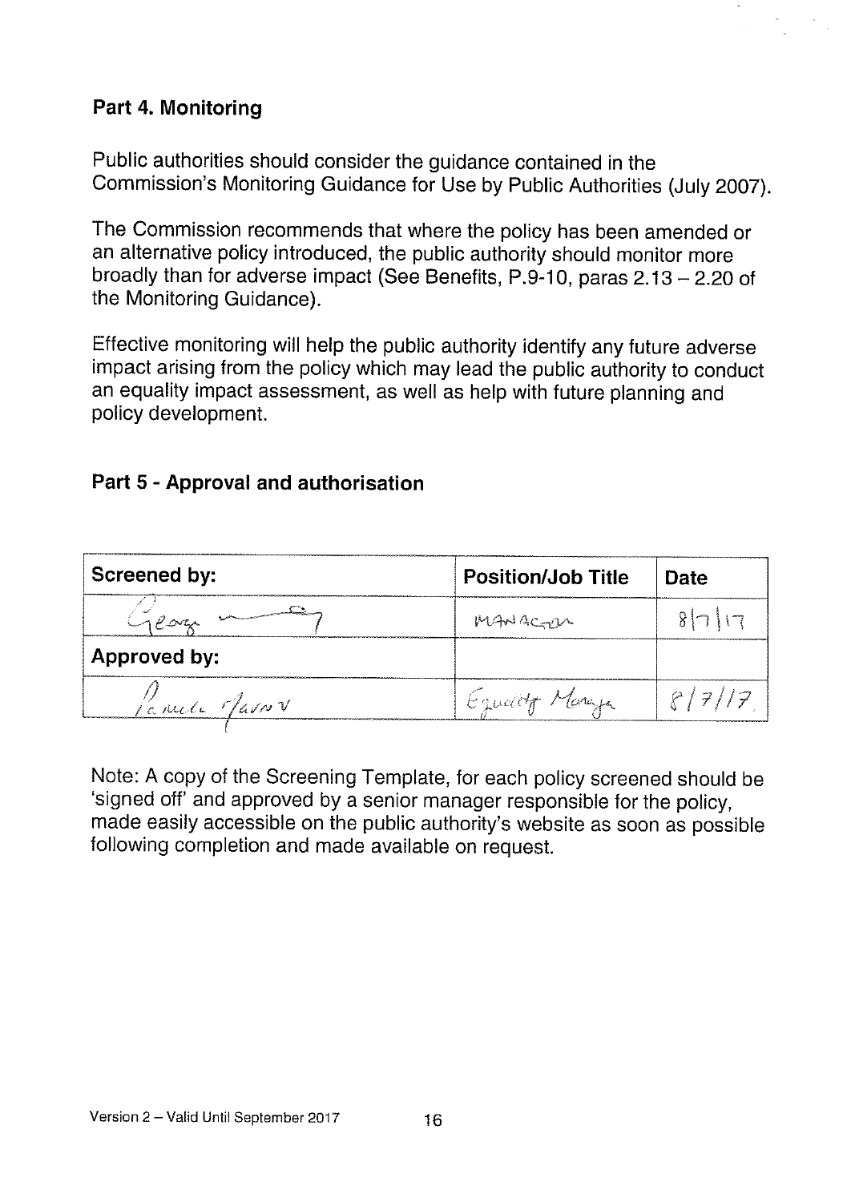## Part 4. Monitoring

Public authorities should consider the guidance contained in the Commission's Monitoring Guidance for Use by Public Authorities (July 2007).

The Commission recommends that where the policy has been amended or an alternative policy introduced, the public authority should monitor more broadly than for adverse impact (See Benefits, P.9-10, paras 2.13 – 2.20 of the Monitoring Guidance).

Effective monitoring will help the public authority identify any future adverse impact arising from the policy which may lead the public authority to conduct an equality impact assessment, as well as help with future planning and policy development.

## Part 5 - Approval and authorisation

| Screened by: | Position/Job Title | Date |
|---|---|---|
| George [signature] | MANAGER | 8/7/17 |
| **Approved by:** | | |
| Pamela [signature] | Equality Manager | 8/7/17 |

Note: A copy of the Screening Template, for each policy screened should be 'signed off' and approved by a senior manager responsible for the policy, made easily accessible on the public authority's website as soon as possible following completion and made available on request.

Version 2 – Valid Until September 2017